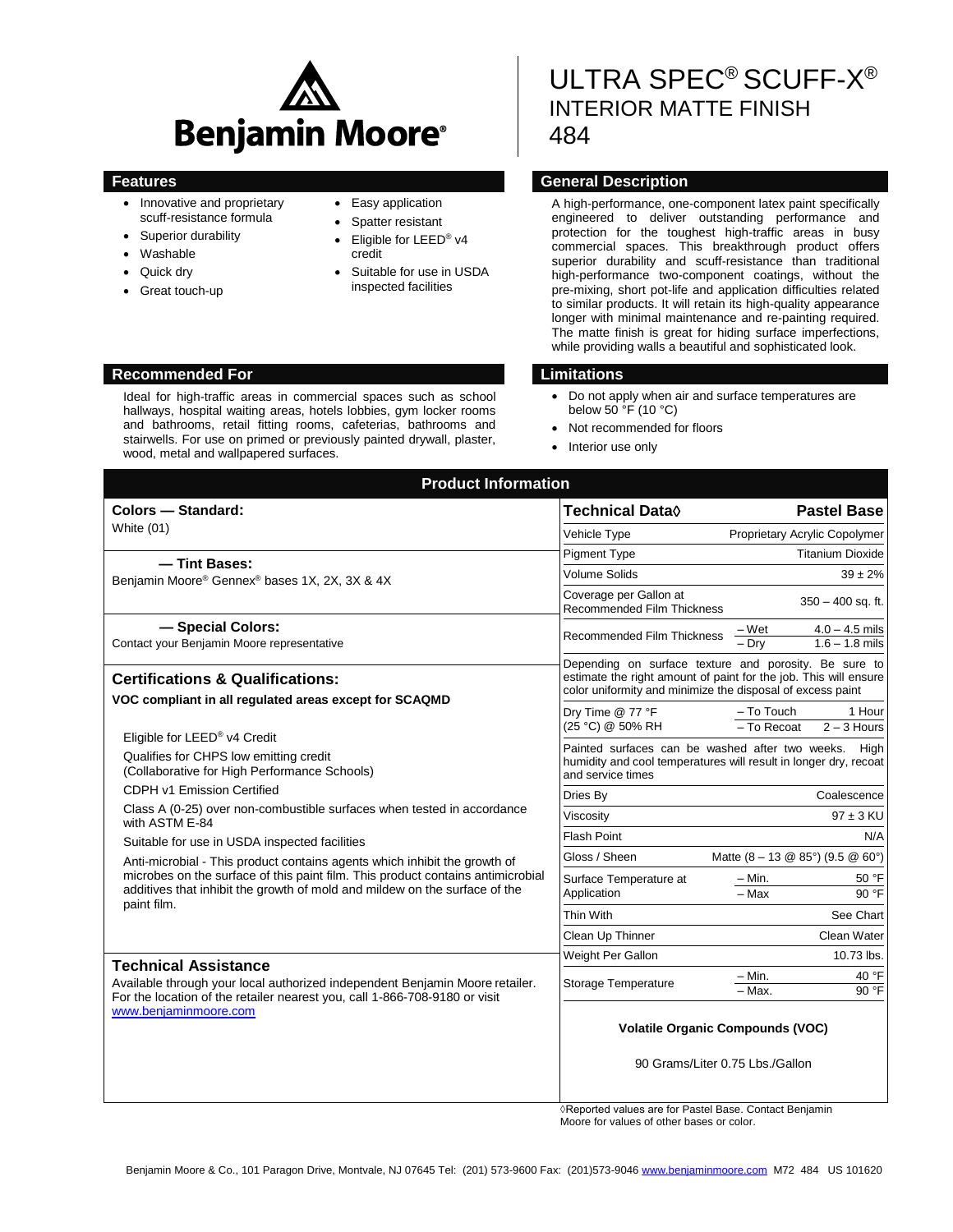# ULTRA SPEC® SCUFF-X®
## INTERIOR MATTE FINISH
## 484

Benjamin Moore®

## Features

- Innovative and proprietary scuff-resistance formula
- Superior durability
- Washable
- Quick dry
- Great touch-up
- Easy application
- Spatter resistant
- Eligible for LEED® v4 credit
- Suitable for use in USDA inspected facilities

## General Description

A high-performance, one-component latex paint specifically engineered to deliver outstanding performance and protection for the toughest high-traffic areas in busy commercial spaces. This breakthrough product offers superior durability and scuff-resistance than traditional high-performance two-component coatings, without the pre-mixing, short pot-life and application difficulties related to similar products. It will retain its high-quality appearance longer with minimal maintenance and re-painting required. The matte finish is great for hiding surface imperfections, while providing walls a beautiful and sophisticated look.

## Recommended For

Ideal for high-traffic areas in commercial spaces such as school hallways, hospital waiting areas, hotels lobbies, gym locker rooms and bathrooms, retail fitting rooms, cafeterias, bathrooms and stairwells. For use on primed or previously painted drywall, plaster, wood, metal and wallpapered surfaces.

## Limitations

- Do not apply when air and surface temperatures are below 50 °F (10 °C)
- Not recommended for floors
- Interior use only

## Product Information

### Colors — Standard:

White (01)

### — Tint Bases:

Benjamin Moore® Gennex® bases 1X, 2X, 3X & 4X

### — Special Colors:

Contact your Benjamin Moore representative

### Certifications & Qualifications:

**VOC compliant in all regulated areas except for SCAQMD**

Eligible for LEED® v4 Credit

Qualifies for CHPS low emitting credit (Collaborative for High Performance Schools)

CDPH v1 Emission Certified

Class A (0-25) over non-combustible surfaces when tested in accordance with ASTM E-84

Suitable for use in USDA inspected facilities

Anti-microbial - This product contains agents which inhibit the growth of microbes on the surface of this paint film. This product contains antimicrobial additives that inhibit the growth of mold and mildew on the surface of the paint film.

### Technical Assistance

Available through your local authorized independent Benjamin Moore retailer. For the location of the retailer nearest you, call 1-866-708-9180 or visit www.benjaminmoore.com

| Technical Data◊ | | Pastel Base |
|---|---|---|
| Vehicle Type | | Proprietary Acrylic Copolymer |
| Pigment Type | | Titanium Dioxide |
| Volume Solids | | 39 ± 2% |
| Coverage per Gallon at Recommended Film Thickness | | 350 – 400 sq. ft. |
| Recommended Film Thickness | – Wet | 4.0 – 4.5 mils |
| | – Dry | 1.6 – 1.8 mils |
| Depending on surface texture and porosity. Be sure to estimate the right amount of paint for the job. This will ensure color uniformity and minimize the disposal of excess paint | | |
| Dry Time @ 77 °F (25 °C) @ 50% RH | – To Touch | 1 Hour |
| | – To Recoat | 2 – 3 Hours |
| Painted surfaces can be washed after two weeks. High humidity and cool temperatures will result in longer dry, recoat and service times | | |
| Dries By | | Coalescence |
| Viscosity | | 97 ± 3 KU |
| Flash Point | | N/A |
| Gloss / Sheen | | Matte (8 – 13 @ 85°) (9.5 @ 60°) |
| Surface Temperature at Application | – Min. | 50 °F |
| | – Max | 90 °F |
| Thin With | | See Chart |
| Clean Up Thinner | | Clean Water |
| Weight Per Gallon | | 10.73 lbs. |
| Storage Temperature | – Min. | 40 °F |
| | – Max. | 90 °F |

**Volatile Organic Compounds (VOC)**

90 Grams/Liter 0.75 Lbs./Gallon

◊Reported values are for Pastel Base. Contact Benjamin Moore for values of other bases or color.

Benjamin Moore & Co., 101 Paragon Drive, Montvale, NJ 07645 Tel: (201) 573-9600 Fax: (201)573-9046 www.benjaminmoore.com M72 484 US 101620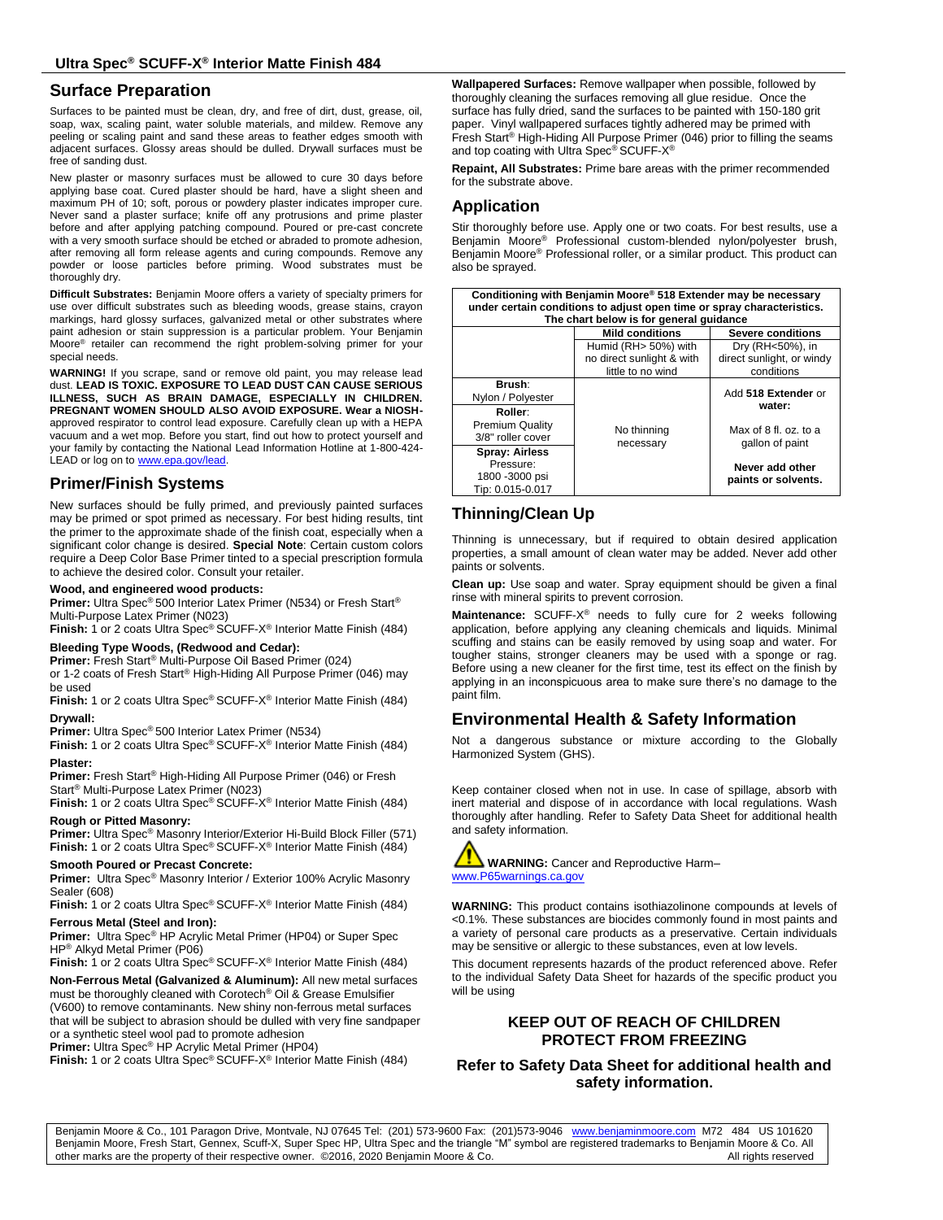## Surface Preparation

Surfaces to be painted must be clean, dry, and free of dirt, dust, grease, oil, soap, wax, scaling paint, water soluble materials, and mildew. Remove any peeling or scaling paint and sand these areas to feather edges smooth with adjacent surfaces. Glossy areas should be dulled. Drywall surfaces must be free of sanding dust.

New plaster or masonry surfaces must be allowed to cure 30 days before applying base coat. Cured plaster should be hard, have a slight sheen and maximum PH of 10; soft, porous or powdery plaster indicates improper cure. Never sand a plaster surface; knife off any protrusions and prime plaster before and after applying patching compound. Poured or pre-cast concrete with a very smooth surface should be etched or abraded to promote adhesion, after removing all form release agents and curing compounds. Remove any powder or loose particles before priming. Wood substrates must be thoroughly dry.

**Difficult Substrates:** Benjamin Moore offers a variety of specialty primers for use over difficult substrates such as bleeding woods, grease stains, crayon markings, hard glossy surfaces, galvanized metal or other substrates where paint adhesion or stain suppression is a particular problem. Your Benjamin Moore® retailer can recommend the right problem-solving primer for your special needs.

**WARNING!** If you scrape, sand or remove old paint, you may release lead dust. **LEAD IS TOXIC. EXPOSURE TO LEAD DUST CAN CAUSE SERIOUS ILLNESS, SUCH AS BRAIN DAMAGE, ESPECIALLY IN CHILDREN. PREGNANT WOMEN SHOULD ALSO AVOID EXPOSURE. Wear a NIOSH-**approved respirator to control lead exposure. Carefully clean up with a HEPA vacuum and a wet mop. Before you start, find out how to protect yourself and your family by contacting the National Lead Information Hotline at 1-800-424-LEAD or log on to www.epa.gov/lead.

## Primer/Finish Systems

New surfaces should be fully primed, and previously painted surfaces may be primed or spot primed as necessary. For best hiding results, tint the primer to the approximate shade of the finish coat, especially when a significant color change is desired. **Special Note**: Certain custom colors require a Deep Color Base Primer tinted to a special prescription formula to achieve the desired color. Consult your retailer.

**Wood, and engineered wood products:**
**Primer:** Ultra Spec® 500 Interior Latex Primer (N534) or Fresh Start® Multi-Purpose Latex Primer (N023)
**Finish:** 1 or 2 coats Ultra Spec® SCUFF-X® Interior Matte Finish (484)

**Bleeding Type Woods, (Redwood and Cedar):**
**Primer:** Fresh Start® Multi-Purpose Oil Based Primer (024)
or 1-2 coats of Fresh Start® High-Hiding All Purpose Primer (046) may be used
**Finish:** 1 or 2 coats Ultra Spec® SCUFF-X® Interior Matte Finish (484)

**Drywall:**
**Primer:** Ultra Spec® 500 Interior Latex Primer (N534)
**Finish:** 1 or 2 coats Ultra Spec® SCUFF-X® Interior Matte Finish (484)

**Plaster:**
**Primer:** Fresh Start® High-Hiding All Purpose Primer (046) or Fresh Start® Multi-Purpose Latex Primer (N023)
**Finish:** 1 or 2 coats Ultra Spec® SCUFF-X® Interior Matte Finish (484)

**Rough or Pitted Masonry:**
**Primer:** Ultra Spec® Masonry Interior/Exterior Hi-Build Block Filler (571)
**Finish:** 1 or 2 coats Ultra Spec® SCUFF-X® Interior Matte Finish (484)

**Smooth Poured or Precast Concrete:**
**Primer:** Ultra Spec® Masonry Interior / Exterior 100% Acrylic Masonry Sealer (608)
**Finish:** 1 or 2 coats Ultra Spec® SCUFF-X® Interior Matte Finish (484)

**Ferrous Metal (Steel and Iron):**
**Primer:** Ultra Spec® HP Acrylic Metal Primer (HP04) or Super Spec HP® Alkyd Metal Primer (P06)
**Finish:** 1 or 2 coats Ultra Spec® SCUFF-X® Interior Matte Finish (484)

**Non-Ferrous Metal (Galvanized & Aluminum):** All new metal surfaces must be thoroughly cleaned with Corotech® Oil & Grease Emulsifier (V600) to remove contaminants. New shiny non-ferrous metal surfaces that will be subject to abrasion should be dulled with very fine sandpaper or a synthetic steel wool pad to promote adhesion
**Primer:** Ultra Spec® HP Acrylic Metal Primer (HP04)
**Finish:** 1 or 2 coats Ultra Spec® SCUFF-X® Interior Matte Finish (484)

**Wallpapered Surfaces:** Remove wallpaper when possible, followed by thoroughly cleaning the surfaces removing all glue residue. Once the surface has fully dried, sand the surfaces to be painted with 150-180 grit paper. Vinyl wallpapered surfaces tightly adhered may be primed with Fresh Start® High-Hiding All Purpose Primer (046) prior to filling the seams and top coating with Ultra Spec® SCUFF-X®

**Repaint, All Substrates:** Prime bare areas with the primer recommended for the substrate above.

## Application

Stir thoroughly before use. Apply one or two coats. For best results, use a Benjamin Moore® Professional custom-blended nylon/polyester brush, Benjamin Moore® Professional roller, or a similar product. This product can also be sprayed.

**Conditioning with Benjamin Moore® 518 Extender may be necessary under certain conditions to adjust open time or spray characteristics. The chart below is for general guidance**

| | Mild conditions | Severe conditions |
|---|---|---|
| | Humid (RH> 50%) with no direct sunlight & with little to no wind | Dry (RH<50%), in direct sunlight, or windy conditions |
| **Brush**: Nylon / Polyester | No thinning necessary | Add **518 Extender** or **water:** |
| **Roller**: Premium Quality 3/8" roller cover | | Max of 8 fl. oz. to a gallon of paint |
| **Spray: Airless** Pressure: 1800 -3000 psi Tip: 0.015-0.017 | | **Never add other paints or solvents.** |

## Thinning/Clean Up

Thinning is unnecessary, but if required to obtain desired application properties, a small amount of clean water may be added. Never add other paints or solvents.

**Clean up:** Use soap and water. Spray equipment should be given a final rinse with mineral spirits to prevent corrosion.

**Maintenance:** SCUFF-X® needs to fully cure for 2 weeks following application, before applying any cleaning chemicals and liquids. Minimal scuffing and stains can be easily removed by using soap and water. For tougher stains, stronger cleaners may be used with a sponge or rag. Before using a new cleaner for the first time, test its effect on the finish by applying in an inconspicuous area to make sure there's no damage to the paint film.

## Environmental Health & Safety Information

Not a dangerous substance or mixture according to the Globally Harmonized System (GHS).

Keep container closed when not in use. In case of spillage, absorb with inert material and dispose of in accordance with local regulations. Wash thoroughly after handling. Refer to Safety Data Sheet for additional health and safety information.

**WARNING:** Cancer and Reproductive Harm– www.P65warnings.ca.gov

**WARNING:** This product contains isothiazolinone compounds at levels of <0.1%. These substances are biocides commonly found in most paints and a variety of personal care products as a preservative. Certain individuals may be sensitive or allergic to these substances, even at low levels.

This document represents hazards of the product referenced above. Refer to the individual Safety Data Sheet for hazards of the specific product you will be using

**KEEP OUT OF REACH OF CHILDREN**
**PROTECT FROM FREEZING**

**Refer to Safety Data Sheet for additional health and safety information.**

Benjamin Moore & Co., 101 Paragon Drive, Montvale, NJ 07645 Tel: (201) 573-9600 Fax: (201)573-9046 www.benjaminmoore.com M72 484 US 101620
Benjamin Moore, Fresh Start, Gennex, Scuff-X, Super Spec HP, Ultra Spec and the triangle "M" symbol are registered trademarks to Benjamin Moore & Co. All other marks are the property of their respective owner. ©2016, 2020 Benjamin Moore & Co. All rights reserved